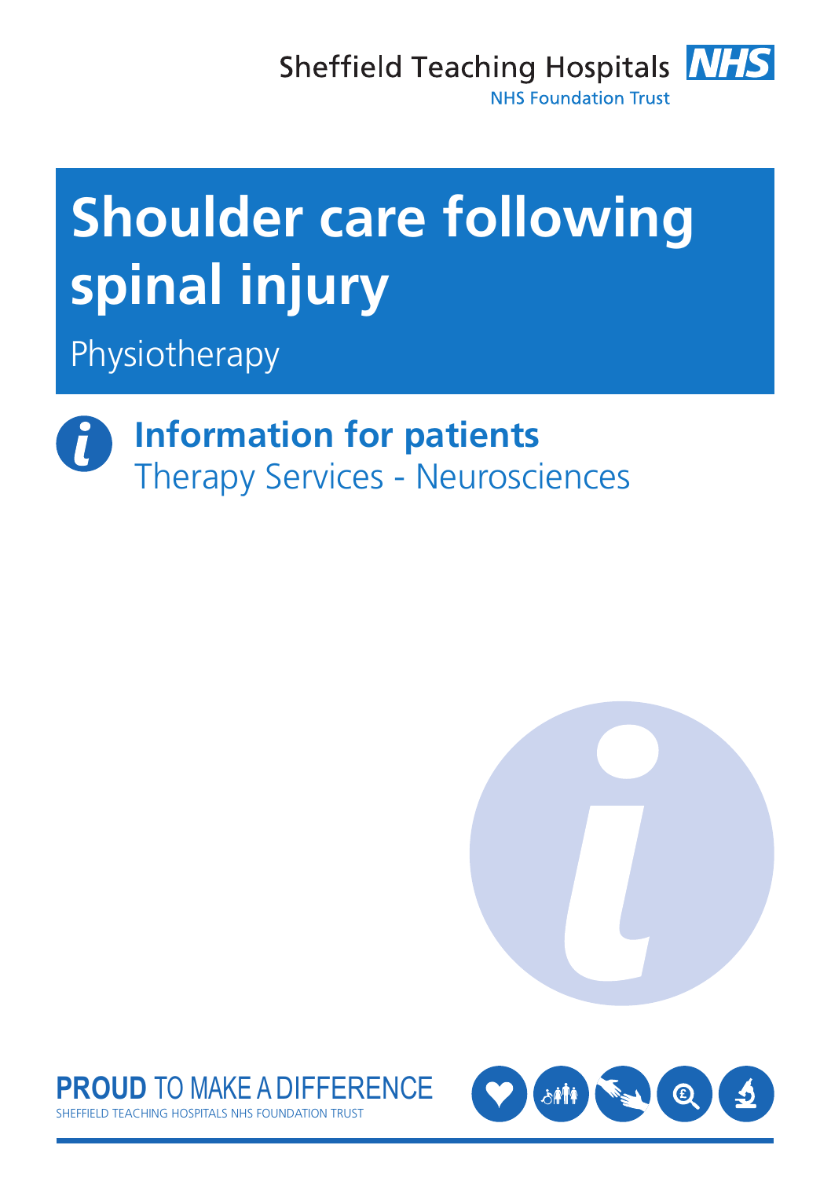Sheffield Teaching Hospitals NHS Foundation Trust

# Shoulder care following spinal injury

Physiotherapy

## Information for patients

Therapy Services - Neurosciences

**PROUD** TO MAKE A DIFFERENCE

SHEFFIELD TEACHING HOSPITALS NHS FOUNDATION TRUST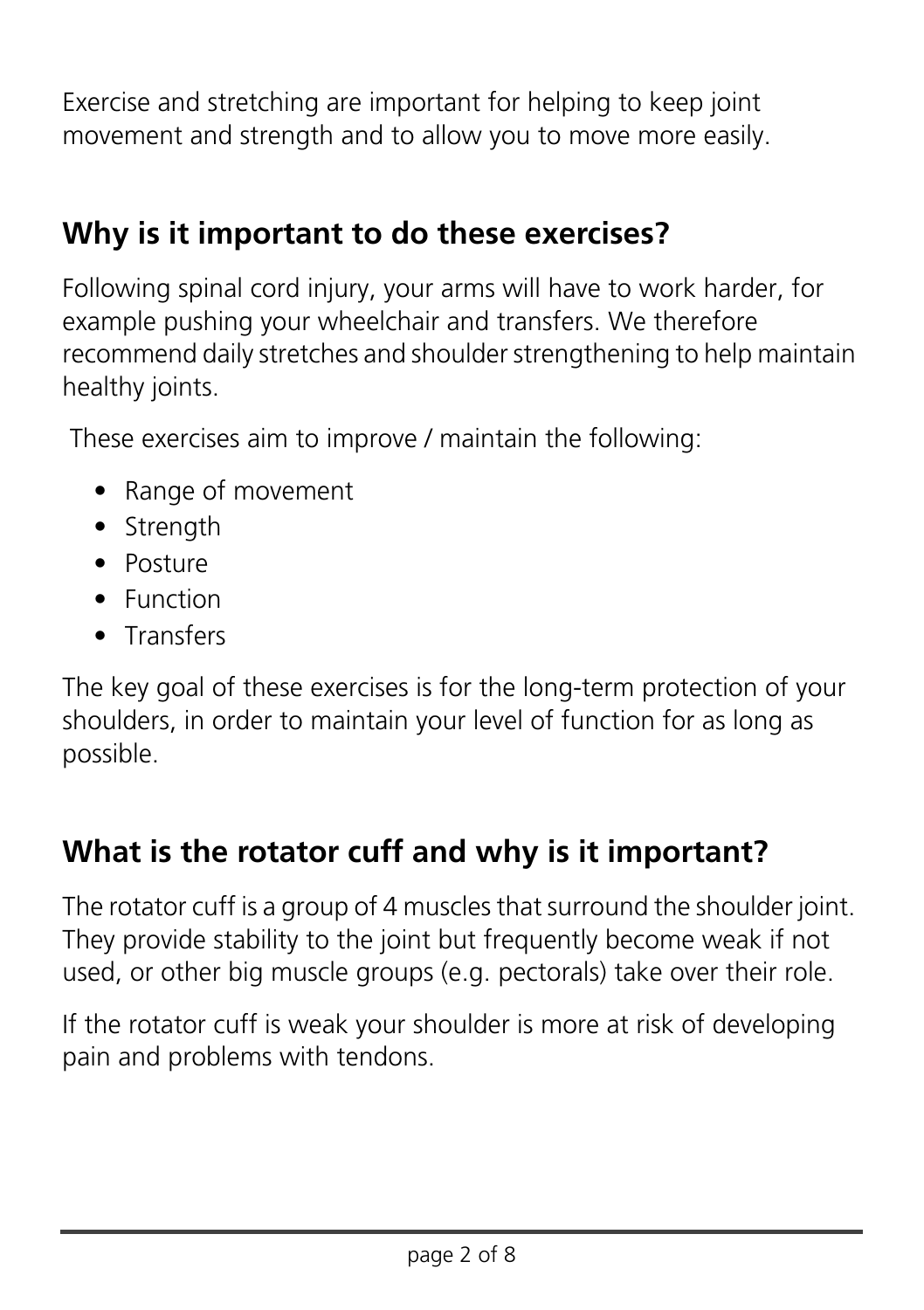Exercise and stretching are important for helping to keep joint movement and strength and to allow you to move more easily.

## Why is it important to do these exercises?

Following spinal cord injury, your arms will have to work harder, for example pushing your wheelchair and transfers. We therefore recommend daily stretches and shoulder strengthening to help maintain healthy joints.

These exercises aim to improve / maintain the following:

- Range of movement
- Strength
- Posture
- Function
- Transfers

The key goal of these exercises is for the long-term protection of your shoulders, in order to maintain your level of function for as long as possible.

## What is the rotator cuff and why is it important?

The rotator cuff is a group of 4 muscles that surround the shoulder joint. They provide stability to the joint but frequently become weak if not used, or other big muscle groups (e.g. pectorals) take over their role.

If the rotator cuff is weak your shoulder is more at risk of developing pain and problems with tendons.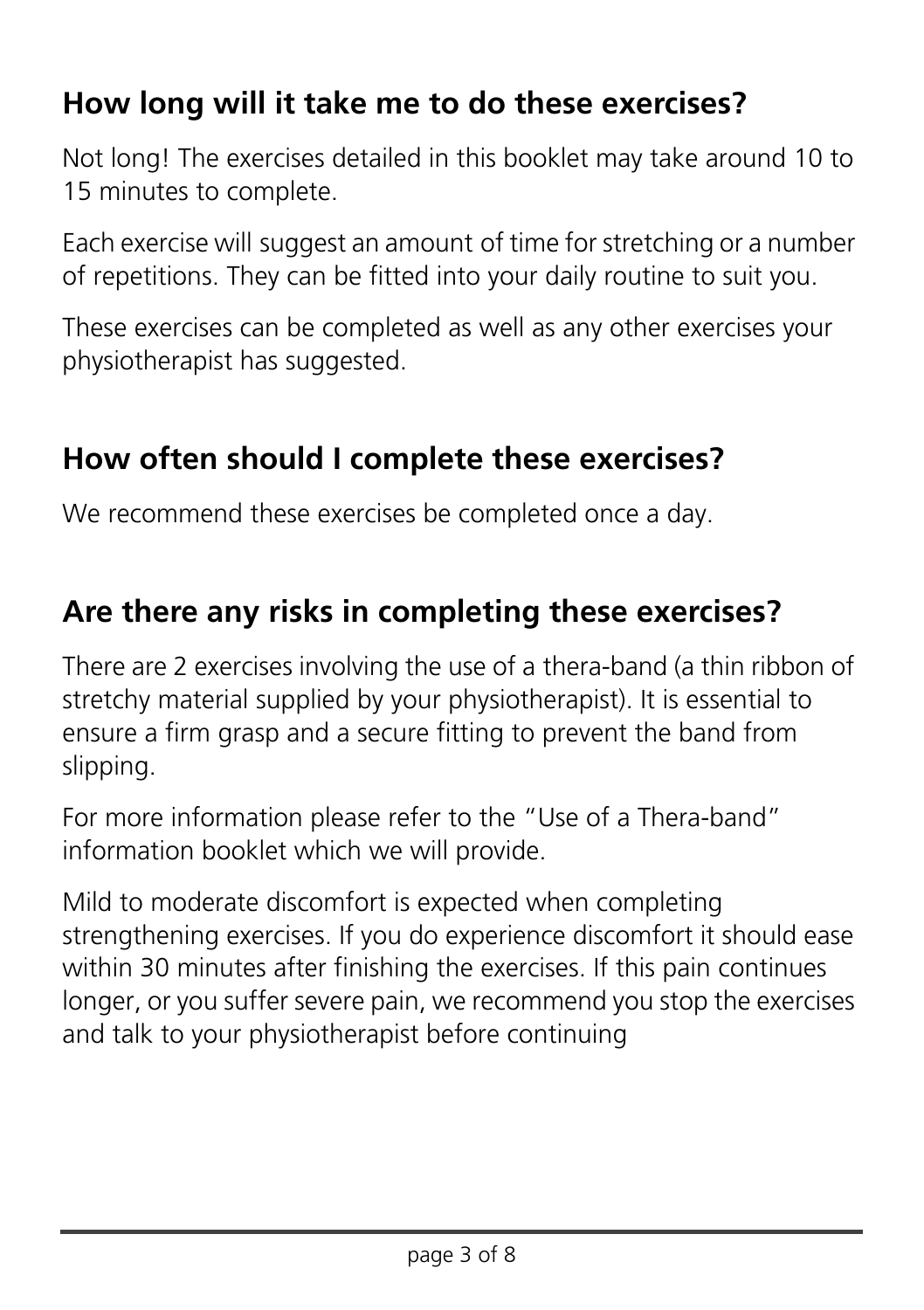## How long will it take me to do these exercises?

Not long! The exercises detailed in this booklet may take around 10 to 15 minutes to complete.

Each exercise will suggest an amount of time for stretching or a number of repetitions. They can be fitted into your daily routine to suit you.

These exercises can be completed as well as any other exercises your physiotherapist has suggested.

## How often should I complete these exercises?

We recommend these exercises be completed once a day.

## Are there any risks in completing these exercises?

There are 2 exercises involving the use of a thera-band (a thin ribbon of stretchy material supplied by your physiotherapist). It is essential to ensure a firm grasp and a secure fitting to prevent the band from slipping.

For more information please refer to the "Use of a Thera-band" information booklet which we will provide.

Mild to moderate discomfort is expected when completing strengthening exercises. If you do experience discomfort it should ease within 30 minutes after finishing the exercises. If this pain continues longer, or you suffer severe pain, we recommend you stop the exercises and talk to your physiotherapist before continuing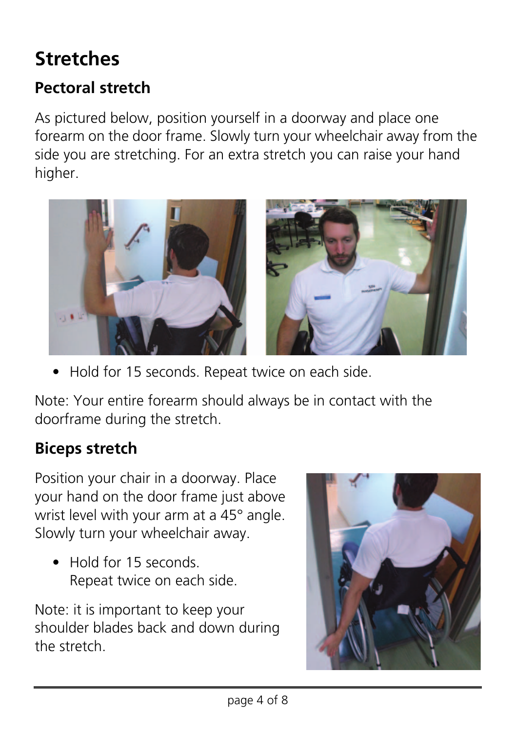# Stretches

## Pectoral stretch

As pictured below, position yourself in a doorway and place one forearm on the door frame. Slowly turn your wheelchair away from the side you are stretching. For an extra stretch you can raise your hand higher.

- Hold for 15 seconds. Repeat twice on each side.

Note: Your entire forearm should always be in contact with the doorframe during the stretch.

## Biceps stretch

Position your chair in a doorway. Place your hand on the door frame just above wrist level with your arm at a 45° angle. Slowly turn your wheelchair away.

- Hold for 15 seconds. Repeat twice on each side.

Note: it is important to keep your shoulder blades back and down during the stretch.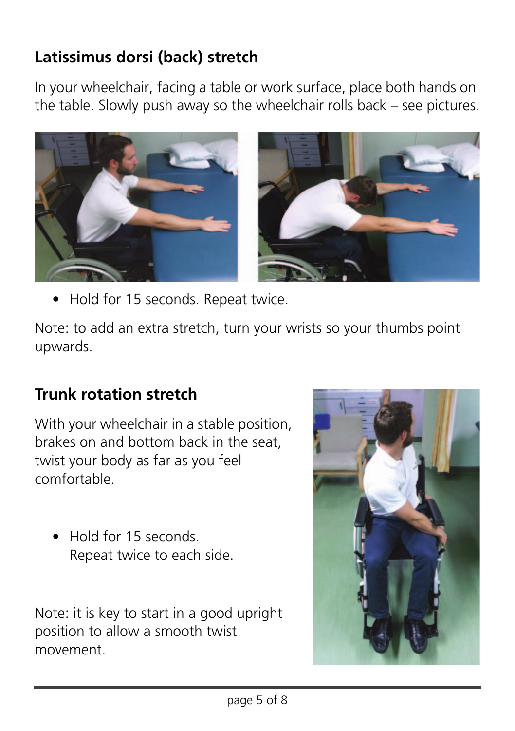## Latissimus dorsi (back) stretch

In your wheelchair, facing a table or work surface, place both hands on the table. Slowly push away so the wheelchair rolls back – see pictures.

- Hold for 15 seconds. Repeat twice.

Note: to add an extra stretch, turn your wrists so your thumbs point upwards.

## Trunk rotation stretch

With your wheelchair in a stable position, brakes on and bottom back in the seat, twist your body as far as you feel comfortable.

- Hold for 15 seconds. Repeat twice to each side.

Note: it is key to start in a good upright position to allow a smooth twist movement.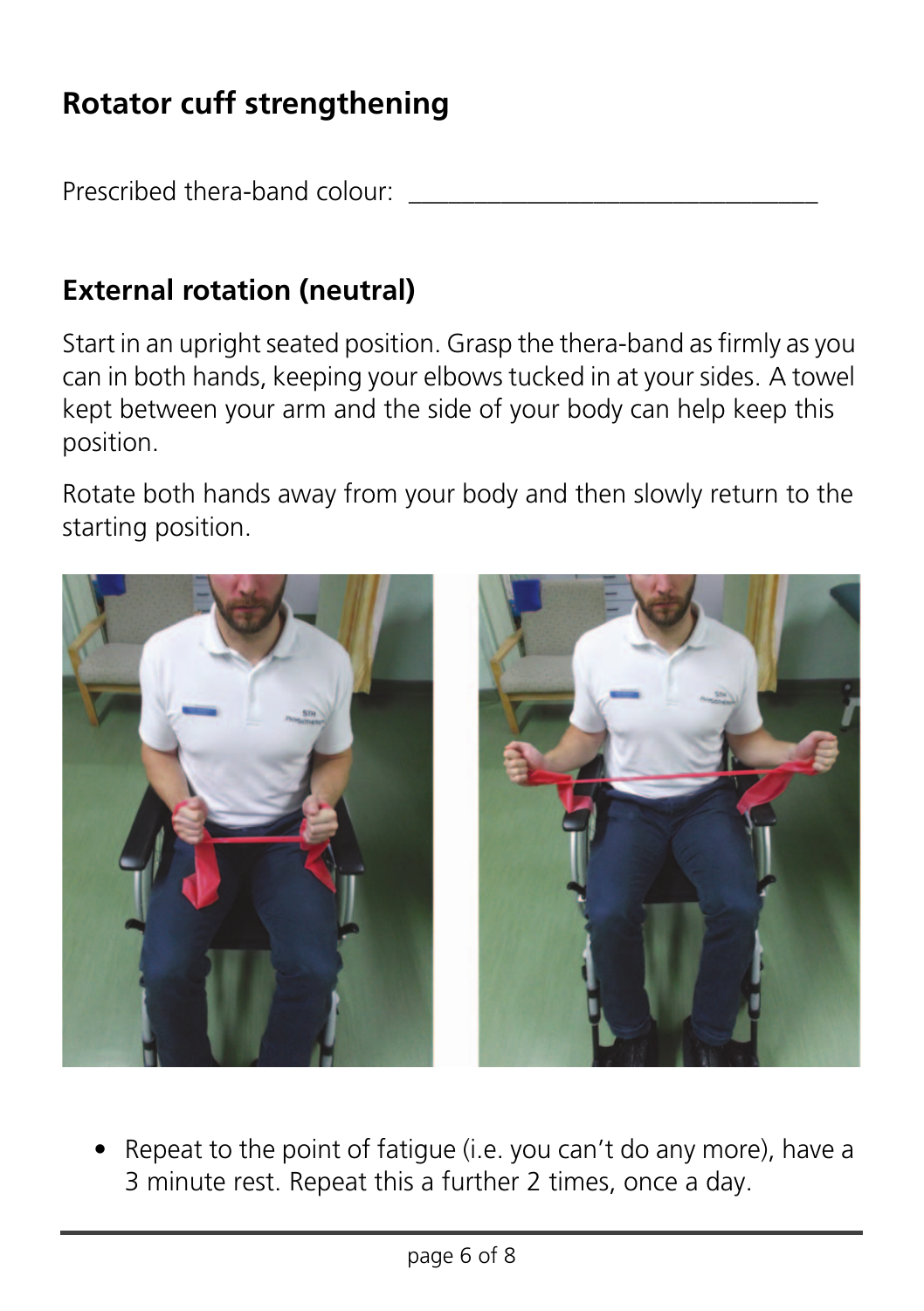## Rotator cuff strengthening

Prescribed thera-band colour: ________________________________

### External rotation (neutral)

Start in an upright seated position. Grasp the thera-band as firmly as you can in both hands, keeping your elbows tucked in at your sides. A towel kept between your arm and the side of your body can help keep this position.

Rotate both hands away from your body and then slowly return to the starting position.

- Repeat to the point of fatigue (i.e. you can't do any more), have a 3 minute rest. Repeat this a further 2 times, once a day.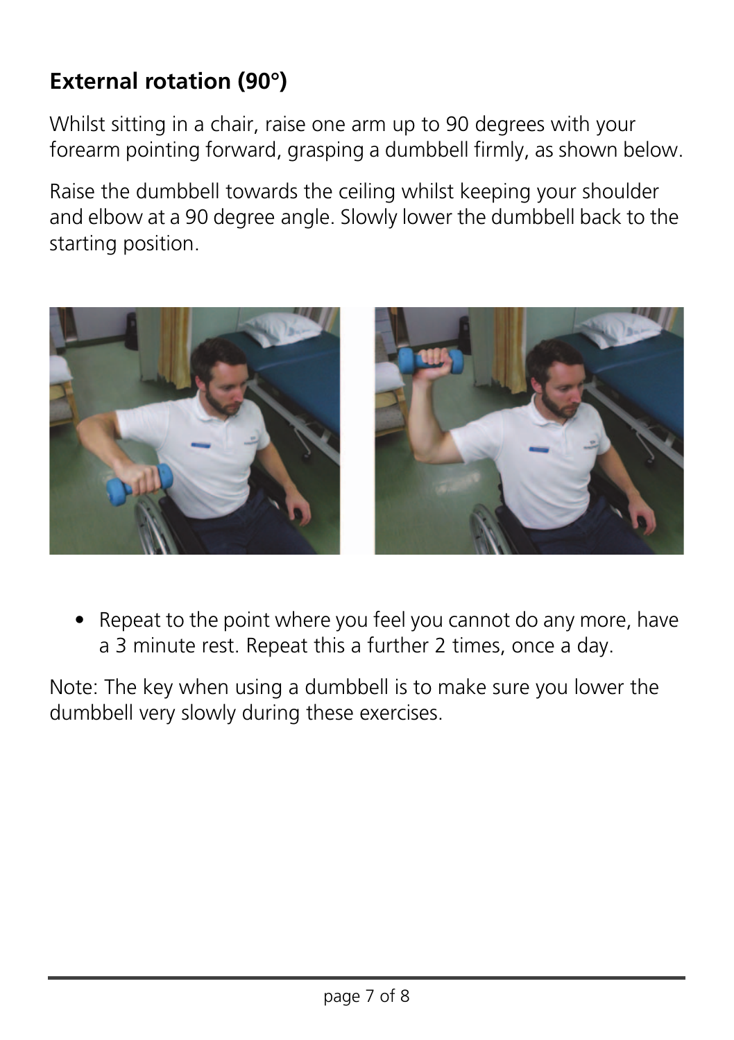## External rotation (90°)

Whilst sitting in a chair, raise one arm up to 90 degrees with your forearm pointing forward, grasping a dumbbell firmly, as shown below.

Raise the dumbbell towards the ceiling whilst keeping your shoulder and elbow at a 90 degree angle. Slowly lower the dumbbell back to the starting position.

- Repeat to the point where you feel you cannot do any more, have a 3 minute rest. Repeat this a further 2 times, once a day.

Note: The key when using a dumbbell is to make sure you lower the dumbbell very slowly during these exercises.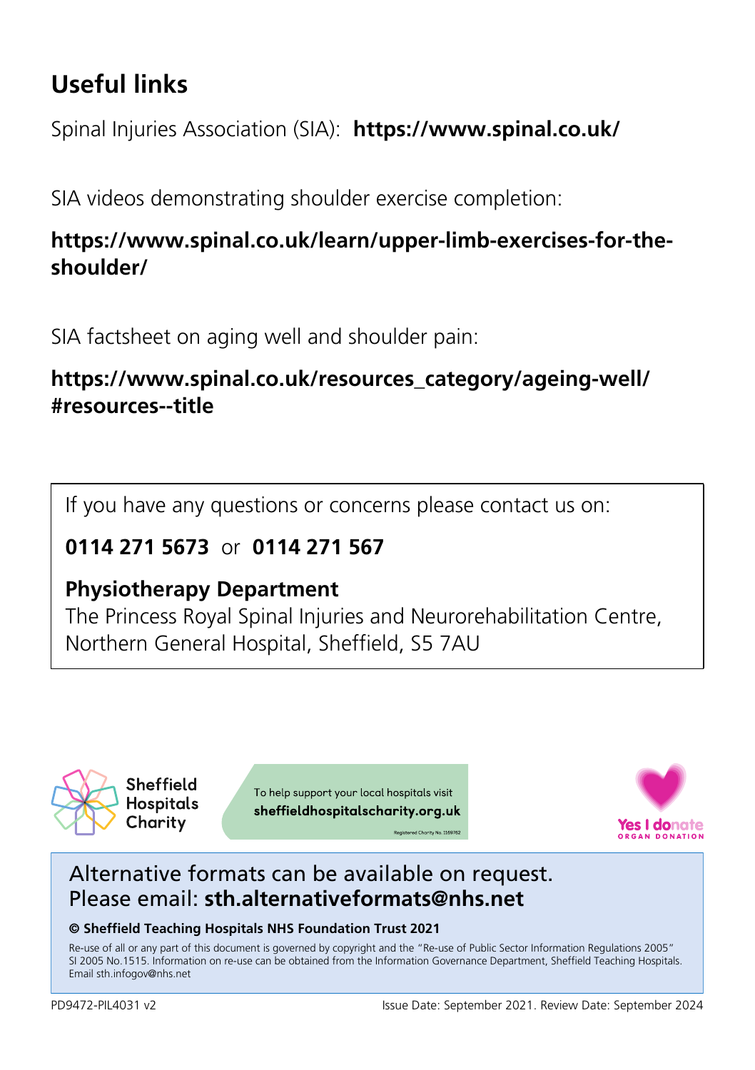## Useful links

Spinal Injuries Association (SIA): **https://www.spinal.co.uk/**

SIA videos demonstrating shoulder exercise completion:

**https://www.spinal.co.uk/learn/upper-limb-exercises-for-the-shoulder/**

SIA factsheet on aging well and shoulder pain:

**https://www.spinal.co.uk/resources_category/ageing-well/#resources--title**

If you have any questions or concerns please contact us on:

**0114 271 5673** or **0114 271 567**

**Physiotherapy Department**
The Princess Royal Spinal Injuries and Neurorehabilitation Centre, Northern General Hospital, Sheffield, S5 7AU

Sheffield Hospitals Charity

To help support your local hospitals visit **sheffieldhospitalscharity.org.uk**

Registered Charity No. 1169762

Yes I donate ORGAN DONATION

Alternative formats can be available on request. Please email: **sth.alternativeformats@nhs.net**

**© Sheffield Teaching Hospitals NHS Foundation Trust 2021**

Re-use of all or any part of this document is governed by copyright and the "Re-use of Public Sector Information Regulations 2005" SI 2005 No.1515. Information on re-use can be obtained from the Information Governance Department, Sheffield Teaching Hospitals. Email sth.infogov@nhs.net

PD9472-PIL4031 v2

Issue Date: September 2021. Review Date: September 2024